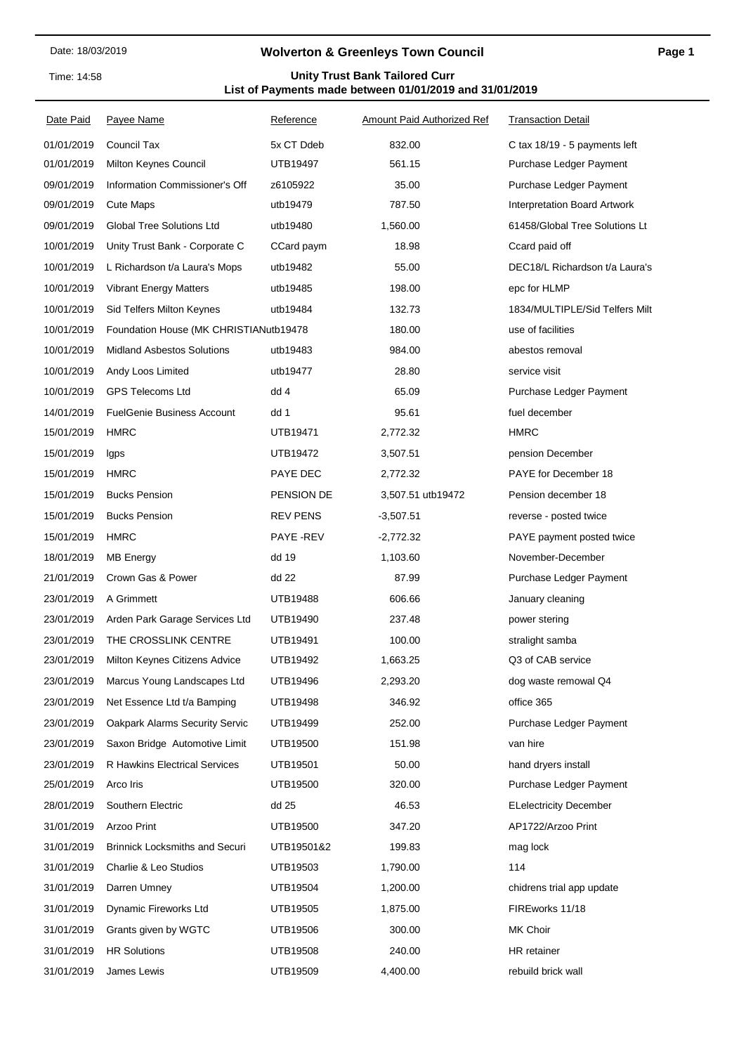# Wolverton & Greenleys Town Council

Date: 18/03/2019

Time: 14:58

## Unity Trust Bank Tailored Curr

## List of Payments made between 01/01/2019 and 31/01/2019

| Date Paid | Payee Name | Reference | Amount Paid | Authorized Ref | Transaction Detail |
|---|---|---|---|---|---|
| 01/01/2019 | Council Tax | 5x CT Ddeb | 832.00 | | C tax 18/19 - 5 payments left |
| 01/01/2019 | Milton Keynes Council | UTB19497 | 561.15 | | Purchase Ledger Payment |
| 09/01/2019 | Information Commissioner's Off | z6105922 | 35.00 | | Purchase Ledger Payment |
| 09/01/2019 | Cute Maps | utb19479 | 787.50 | | Interpretation Board Artwork |
| 09/01/2019 | Global Tree Solutions Ltd | utb19480 | 1,560.00 | | 61458/Global Tree Solutions Lt |
| 10/01/2019 | Unity Trust Bank - Corporate C | CCard paym | 18.98 | | Ccard paid off |
| 10/01/2019 | L Richardson t/a Laura's Mops | utb19482 | 55.00 | | DEC18/L Richardson t/a Laura's |
| 10/01/2019 | Vibrant Energy Matters | utb19485 | 198.00 | | epc for HLMP |
| 10/01/2019 | Sid Telfers Milton Keynes | utb19484 | 132.73 | | 1834/MULTIPLE/Sid Telfers Milt |
| 10/01/2019 | Foundation House (MK CHRISTIAN | utb19478 | 180.00 | | use of facilities |
| 10/01/2019 | Midland Asbestos Solutions | utb19483 | 984.00 | | abestos removal |
| 10/01/2019 | Andy Loos Limited | utb19477 | 28.80 | | service visit |
| 10/01/2019 | GPS Telecoms Ltd | dd 4 | 65.09 | | Purchase Ledger Payment |
| 14/01/2019 | FuelGenie Business Account | dd 1 | 95.61 | | fuel december |
| 15/01/2019 | HMRC | UTB19471 | 2,772.32 | | HMRC |
| 15/01/2019 | lgps | UTB19472 | 3,507.51 | | pension December |
| 15/01/2019 | HMRC | PAYE DEC | 2,772.32 | | PAYE for December 18 |
| 15/01/2019 | Bucks Pension | PENSION DE | 3,507.51 | utb19472 | Pension december 18 |
| 15/01/2019 | Bucks Pension | REV PENS | -3,507.51 | | reverse - posted twice |
| 15/01/2019 | HMRC | PAYE -REV | -2,772.32 | | PAYE payment posted twice |
| 18/01/2019 | MB Energy | dd 19 | 1,103.60 | | November-December |
| 21/01/2019 | Crown Gas & Power | dd 22 | 87.99 | | Purchase Ledger Payment |
| 23/01/2019 | A Grimmett | UTB19488 | 606.66 | | January cleaning |
| 23/01/2019 | Arden Park Garage Services Ltd | UTB19490 | 237.48 | | power stering |
| 23/01/2019 | THE CROSSLINK CENTRE | UTB19491 | 100.00 | | stralight samba |
| 23/01/2019 | Milton Keynes Citizens Advice | UTB19492 | 1,663.25 | | Q3 of CAB service |
| 23/01/2019 | Marcus Young Landscapes Ltd | UTB19496 | 2,293.20 | | dog waste remowal Q4 |
| 23/01/2019 | Net Essence Ltd t/a Bamping | UTB19498 | 346.92 | | office 365 |
| 23/01/2019 | Oakpark Alarms Security Servic | UTB19499 | 252.00 | | Purchase Ledger Payment |
| 23/01/2019 | Saxon Bridge Automotive Limit | UTB19500 | 151.98 | | van hire |
| 23/01/2019 | R Hawkins Electrical Services | UTB19501 | 50.00 | | hand dryers install |
| 25/01/2019 | Arco Iris | UTB19500 | 320.00 | | Purchase Ledger Payment |
| 28/01/2019 | Southern Electric | dd 25 | 46.53 | | ELelectricity December |
| 31/01/2019 | Arzoo Print | UTB19500 | 347.20 | | AP1722/Arzoo Print |
| 31/01/2019 | Brinnick Locksmiths and Securi | UTB19501&2 | 199.83 | | mag lock |
| 31/01/2019 | Charlie & Leo Studios | UTB19503 | 1,790.00 | | 114 |
| 31/01/2019 | Darren Umney | UTB19504 | 1,200.00 | | chidrens trial app update |
| 31/01/2019 | Dynamic Fireworks Ltd | UTB19505 | 1,875.00 | | FIREworks 11/18 |
| 31/01/2019 | Grants given by WGTC | UTB19506 | 300.00 | | MK Choir |
| 31/01/2019 | HR Solutions | UTB19508 | 240.00 | | HR retainer |
| 31/01/2019 | James Lewis | UTB19509 | 4,400.00 | | rebuild brick wall |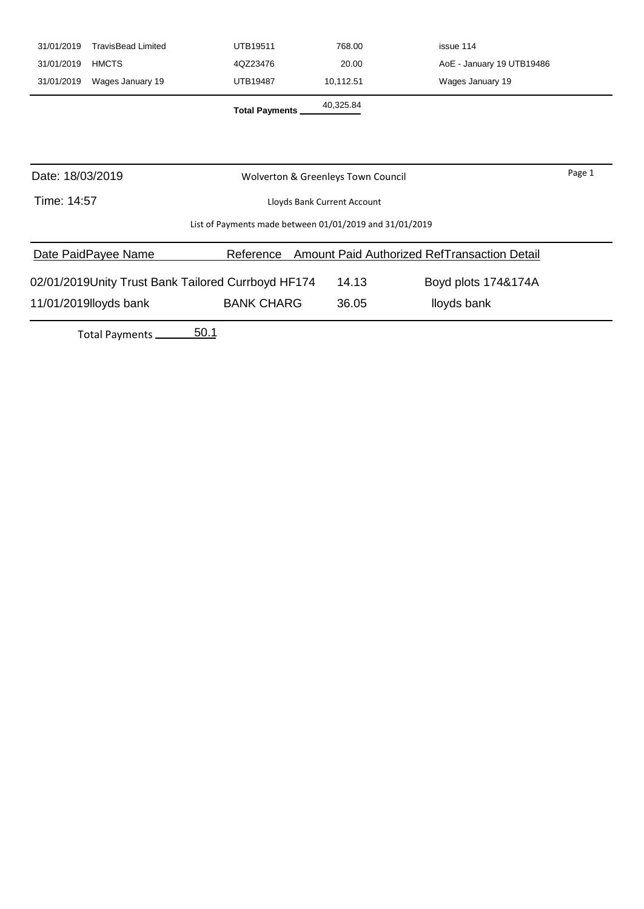| | | | | |
|---|---|---|---|---|
| 31/01/2019 | TravisBead Limited | UTB19511 | 768.00 | issue 114 |
| 31/01/2019 | HMCTS | 4QZ23476 | 20.00 | AoE - January 19 UTB19486 |
| 31/01/2019 | Wages January 19 | UTB19487 | 10,112.51 | Wages January 19 |

**Total Payments** 40,325.84

Date: 18/03/2019

Wolverton & Greenleys Town Council

Page 1

Time: 14:57

Lloyds Bank Current Account

List of Payments made between 01/01/2019 and 31/01/2019

| Date Paid | Payee Name | Reference | Amount Paid | Authorized Ref | Transaction Detail |
|---|---|---|---|---|---|
| 02/01/2019 | Unity Trust Bank Tailored Curr | boyd HF174 | 14.13 | | Boyd plots 174&174A |
| 11/01/2019 | lloyds bank | BANK CHARG | 36.05 | | lloyds bank |

Total Payments 50.1